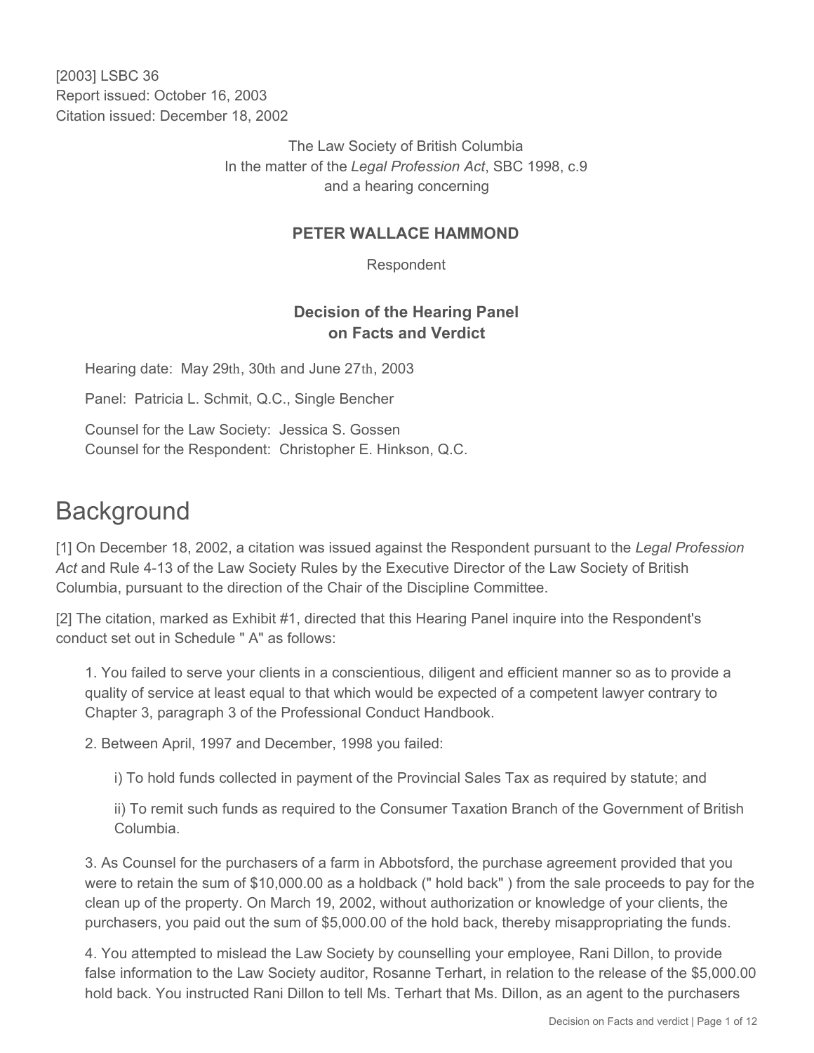[2003] LSBC 36
Report issued: October 16, 2003
Citation issued: December 18, 2002

The Law Society of British Columbia
In the matter of the *Legal Profession Act*, SBC 1998, c.9
and a hearing concerning

**PETER WALLACE HAMMOND**

Respondent

**Decision of the Hearing Panel on Facts and Verdict**

Hearing date: May 29th, 30th and June 27th, 2003

Panel: Patricia L. Schmit, Q.C., Single Bencher

Counsel for the Law Society: Jessica S. Gossen
Counsel for the Respondent: Christopher E. Hinkson, Q.C.

# Background

[1] On December 18, 2002, a citation was issued against the Respondent pursuant to the *Legal Profession Act* and Rule 4-13 of the Law Society Rules by the Executive Director of the Law Society of British Columbia, pursuant to the direction of the Chair of the Discipline Committee.

[2] The citation, marked as Exhibit #1, directed that this Hearing Panel inquire into the Respondent's conduct set out in Schedule " A" as follows:

> 1. You failed to serve your clients in a conscientious, diligent and efficient manner so as to provide a quality of service at least equal to that which would be expected of a competent lawyer contrary to Chapter 3, paragraph 3 of the Professional Conduct Handbook.
>
> 2. Between April, 1997 and December, 1998 you failed:
>
> > i) To hold funds collected in payment of the Provincial Sales Tax as required by statute; and
> >
> > ii) To remit such funds as required to the Consumer Taxation Branch of the Government of British Columbia.
>
> 3. As Counsel for the purchasers of a farm in Abbotsford, the purchase agreement provided that you were to retain the sum of $10,000.00 as a holdback (" hold back" ) from the sale proceeds to pay for the clean up of the property. On March 19, 2002, without authorization or knowledge of your clients, the purchasers, you paid out the sum of $5,000.00 of the hold back, thereby misappropriating the funds.
>
> 4. You attempted to mislead the Law Society by counselling your employee, Rani Dillon, to provide false information to the Law Society auditor, Rosanne Terhart, in relation to the release of the $5,000.00 hold back. You instructed Rani Dillon to tell Ms. Terhart that Ms. Dillon, as an agent to the purchasers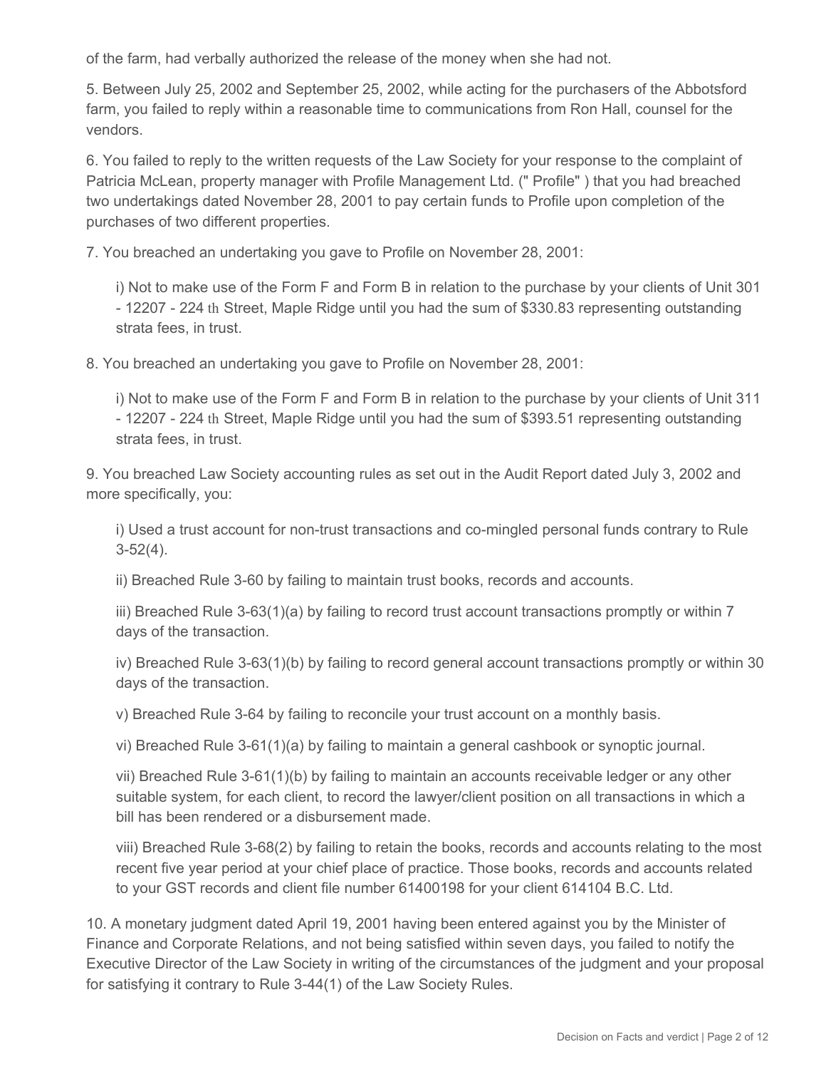of the farm, had verbally authorized the release of the money when she had not.

5. Between July 25, 2002 and September 25, 2002, while acting for the purchasers of the Abbotsford farm, you failed to reply within a reasonable time to communications from Ron Hall, counsel for the vendors.

6. You failed to reply to the written requests of the Law Society for your response to the complaint of Patricia McLean, property manager with Profile Management Ltd. (" Profile" ) that you had breached two undertakings dated November 28, 2001 to pay certain funds to Profile upon completion of the purchases of two different properties.

7. You breached an undertaking you gave to Profile on November 28, 2001:

> i) Not to make use of the Form F and Form B in relation to the purchase by your clients of Unit 301 - 12207 - 224 th Street, Maple Ridge until you had the sum of $330.83 representing outstanding strata fees, in trust.

8. You breached an undertaking you gave to Profile on November 28, 2001:

> i) Not to make use of the Form F and Form B in relation to the purchase by your clients of Unit 311 - 12207 - 224 th Street, Maple Ridge until you had the sum of $393.51 representing outstanding strata fees, in trust.

9. You breached Law Society accounting rules as set out in the Audit Report dated July 3, 2002 and more specifically, you:

> i) Used a trust account for non-trust transactions and co-mingled personal funds contrary to Rule 3-52(4).
>
> ii) Breached Rule 3-60 by failing to maintain trust books, records and accounts.
>
> iii) Breached Rule 3-63(1)(a) by failing to record trust account transactions promptly or within 7 days of the transaction.
>
> iv) Breached Rule 3-63(1)(b) by failing to record general account transactions promptly or within 30 days of the transaction.
>
> v) Breached Rule 3-64 by failing to reconcile your trust account on a monthly basis.
>
> vi) Breached Rule 3-61(1)(a) by failing to maintain a general cashbook or synoptic journal.
>
> vii) Breached Rule 3-61(1)(b) by failing to maintain an accounts receivable ledger or any other suitable system, for each client, to record the lawyer/client position on all transactions in which a bill has been rendered or a disbursement made.
>
> viii) Breached Rule 3-68(2) by failing to retain the books, records and accounts relating to the most recent five year period at your chief place of practice. Those books, records and accounts related to your GST records and client file number 61400198 for your client 614104 B.C. Ltd.

10. A monetary judgment dated April 19, 2001 having been entered against you by the Minister of Finance and Corporate Relations, and not being satisfied within seven days, you failed to notify the Executive Director of the Law Society in writing of the circumstances of the judgment and your proposal for satisfying it contrary to Rule 3-44(1) of the Law Society Rules.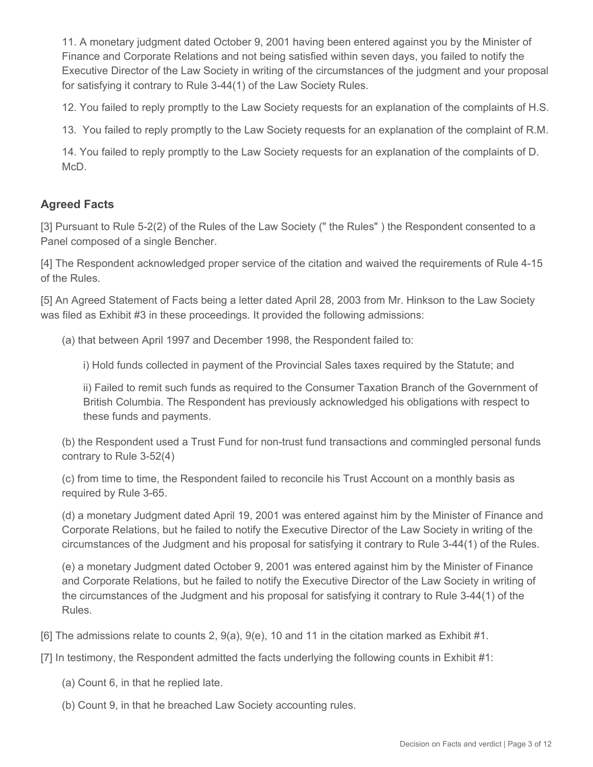11. A monetary judgment dated October 9, 2001 having been entered against you by the Minister of Finance and Corporate Relations and not being satisfied within seven days, you failed to notify the Executive Director of the Law Society in writing of the circumstances of the judgment and your proposal for satisfying it contrary to Rule 3-44(1) of the Law Society Rules.

12. You failed to reply promptly to the Law Society requests for an explanation of the complaints of H.S.

13. You failed to reply promptly to the Law Society requests for an explanation of the complaint of R.M.

14. You failed to reply promptly to the Law Society requests for an explanation of the complaints of D. McD.

## Agreed Facts

[3] Pursuant to Rule 5-2(2) of the Rules of the Law Society (" the Rules" ) the Respondent consented to a Panel composed of a single Bencher.

[4] The Respondent acknowledged proper service of the citation and waived the requirements of Rule 4-15 of the Rules.

[5] An Agreed Statement of Facts being a letter dated April 28, 2003 from Mr. Hinkson to the Law Society was filed as Exhibit #3 in these proceedings. It provided the following admissions:

(a) that between April 1997 and December 1998, the Respondent failed to:

i) Hold funds collected in payment of the Provincial Sales taxes required by the Statute; and

ii) Failed to remit such funds as required to the Consumer Taxation Branch of the Government of British Columbia. The Respondent has previously acknowledged his obligations with respect to these funds and payments.

(b) the Respondent used a Trust Fund for non-trust fund transactions and commingled personal funds contrary to Rule 3-52(4)

(c) from time to time, the Respondent failed to reconcile his Trust Account on a monthly basis as required by Rule 3-65.

(d) a monetary Judgment dated April 19, 2001 was entered against him by the Minister of Finance and Corporate Relations, but he failed to notify the Executive Director of the Law Society in writing of the circumstances of the Judgment and his proposal for satisfying it contrary to Rule 3-44(1) of the Rules.

(e) a monetary Judgment dated October 9, 2001 was entered against him by the Minister of Finance and Corporate Relations, but he failed to notify the Executive Director of the Law Society in writing of the circumstances of the Judgment and his proposal for satisfying it contrary to Rule 3-44(1) of the Rules.

[6] The admissions relate to counts 2, 9(a), 9(e), 10 and 11 in the citation marked as Exhibit #1.

[7] In testimony, the Respondent admitted the facts underlying the following counts in Exhibit #1:

(a) Count 6, in that he replied late.

(b) Count 9, in that he breached Law Society accounting rules.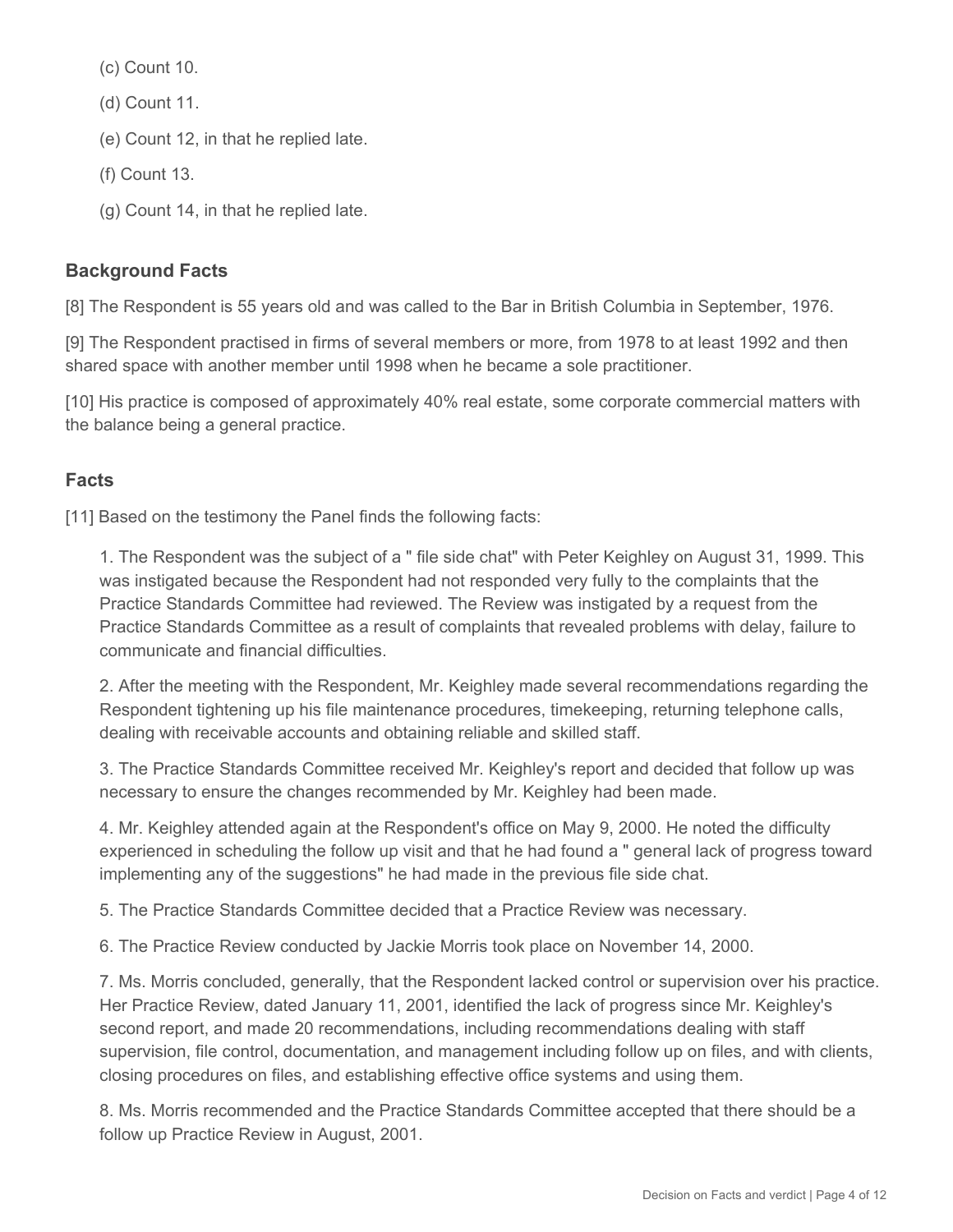(c) Count 10.

(d) Count 11.

(e) Count 12, in that he replied late.

(f) Count 13.

(g) Count 14, in that he replied late.

## Background Facts

[8] The Respondent is 55 years old and was called to the Bar in British Columbia in September, 1976.

[9] The Respondent practised in firms of several members or more, from 1978 to at least 1992 and then shared space with another member until 1998 when he became a sole practitioner.

[10] His practice is composed of approximately 40% real estate, some corporate commercial matters with the balance being a general practice.

## Facts

[11] Based on the testimony the Panel finds the following facts:

1. The Respondent was the subject of a " file side chat" with Peter Keighley on August 31, 1999. This was instigated because the Respondent had not responded very fully to the complaints that the Practice Standards Committee had reviewed. The Review was instigated by a request from the Practice Standards Committee as a result of complaints that revealed problems with delay, failure to communicate and financial difficulties.

2. After the meeting with the Respondent, Mr. Keighley made several recommendations regarding the Respondent tightening up his file maintenance procedures, timekeeping, returning telephone calls, dealing with receivable accounts and obtaining reliable and skilled staff.

3. The Practice Standards Committee received Mr. Keighley's report and decided that follow up was necessary to ensure the changes recommended by Mr. Keighley had been made.

4. Mr. Keighley attended again at the Respondent's office on May 9, 2000. He noted the difficulty experienced in scheduling the follow up visit and that he had found a " general lack of progress toward implementing any of the suggestions" he had made in the previous file side chat.

5. The Practice Standards Committee decided that a Practice Review was necessary.

6. The Practice Review conducted by Jackie Morris took place on November 14, 2000.

7. Ms. Morris concluded, generally, that the Respondent lacked control or supervision over his practice. Her Practice Review, dated January 11, 2001, identified the lack of progress since Mr. Keighley's second report, and made 20 recommendations, including recommendations dealing with staff supervision, file control, documentation, and management including follow up on files, and with clients, closing procedures on files, and establishing effective office systems and using them.

8. Ms. Morris recommended and the Practice Standards Committee accepted that there should be a follow up Practice Review in August, 2001.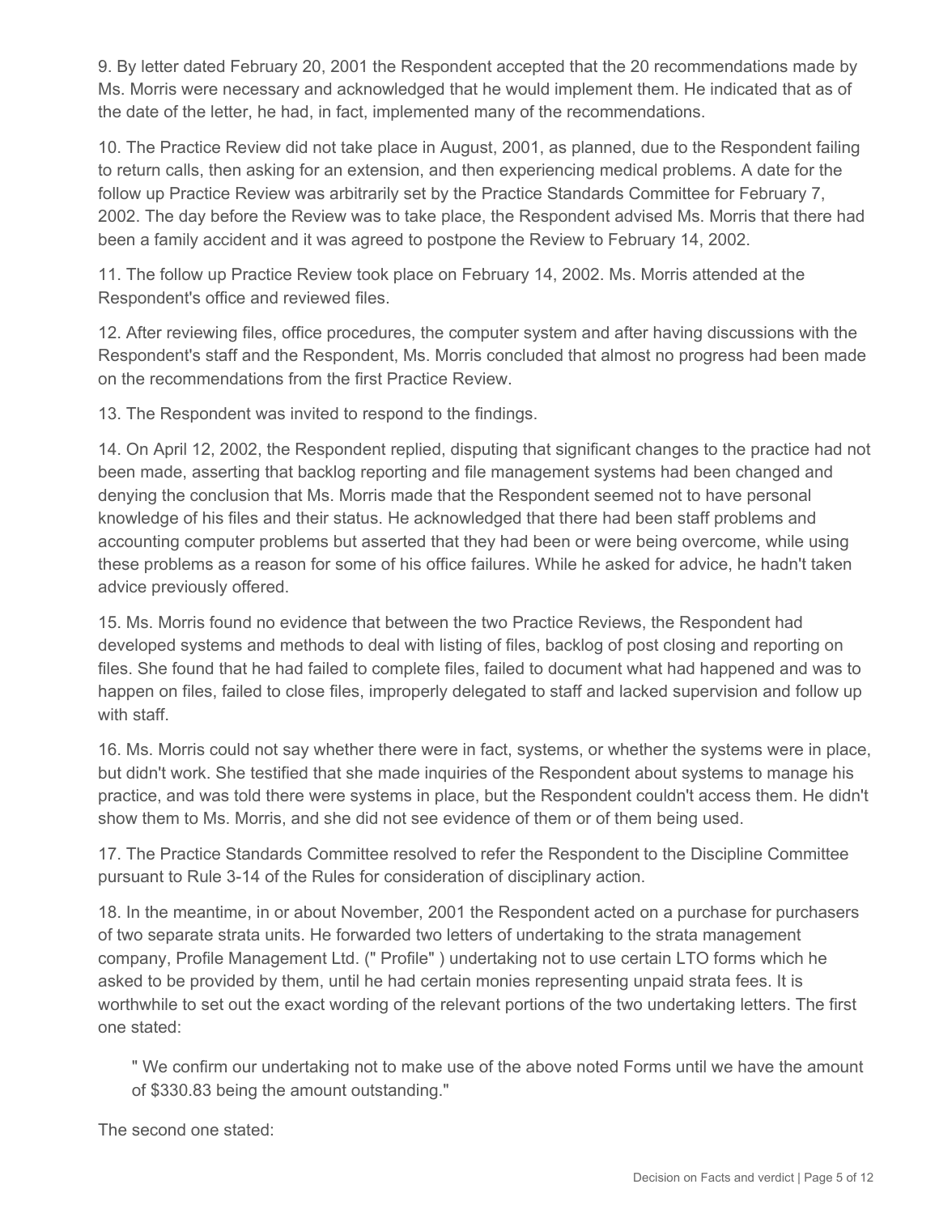9. By letter dated February 20, 2001 the Respondent accepted that the 20 recommendations made by Ms. Morris were necessary and acknowledged that he would implement them. He indicated that as of the date of the letter, he had, in fact, implemented many of the recommendations.

10. The Practice Review did not take place in August, 2001, as planned, due to the Respondent failing to return calls, then asking for an extension, and then experiencing medical problems. A date for the follow up Practice Review was arbitrarily set by the Practice Standards Committee for February 7, 2002. The day before the Review was to take place, the Respondent advised Ms. Morris that there had been a family accident and it was agreed to postpone the Review to February 14, 2002.

11. The follow up Practice Review took place on February 14, 2002. Ms. Morris attended at the Respondent's office and reviewed files.

12. After reviewing files, office procedures, the computer system and after having discussions with the Respondent's staff and the Respondent, Ms. Morris concluded that almost no progress had been made on the recommendations from the first Practice Review.

13. The Respondent was invited to respond to the findings.

14. On April 12, 2002, the Respondent replied, disputing that significant changes to the practice had not been made, asserting that backlog reporting and file management systems had been changed and denying the conclusion that Ms. Morris made that the Respondent seemed not to have personal knowledge of his files and their status. He acknowledged that there had been staff problems and accounting computer problems but asserted that they had been or were being overcome, while using these problems as a reason for some of his office failures. While he asked for advice, he hadn't taken advice previously offered.

15. Ms. Morris found no evidence that between the two Practice Reviews, the Respondent had developed systems and methods to deal with listing of files, backlog of post closing and reporting on files. She found that he had failed to complete files, failed to document what had happened and was to happen on files, failed to close files, improperly delegated to staff and lacked supervision and follow up with staff.

16. Ms. Morris could not say whether there were in fact, systems, or whether the systems were in place, but didn't work. She testified that she made inquiries of the Respondent about systems to manage his practice, and was told there were systems in place, but the Respondent couldn't access them. He didn't show them to Ms. Morris, and she did not see evidence of them or of them being used.

17. The Practice Standards Committee resolved to refer the Respondent to the Discipline Committee pursuant to Rule 3-14 of the Rules for consideration of disciplinary action.

18. In the meantime, in or about November, 2001 the Respondent acted on a purchase for purchasers of two separate strata units. He forwarded two letters of undertaking to the strata management company, Profile Management Ltd. (" Profile" ) undertaking not to use certain LTO forms which he asked to be provided by them, until he had certain monies representing unpaid strata fees. It is worthwhile to set out the exact wording of the relevant portions of the two undertaking letters. The first one stated:

> " We confirm our undertaking not to make use of the above noted Forms until we have the amount of $330.83 being the amount outstanding."

The second one stated: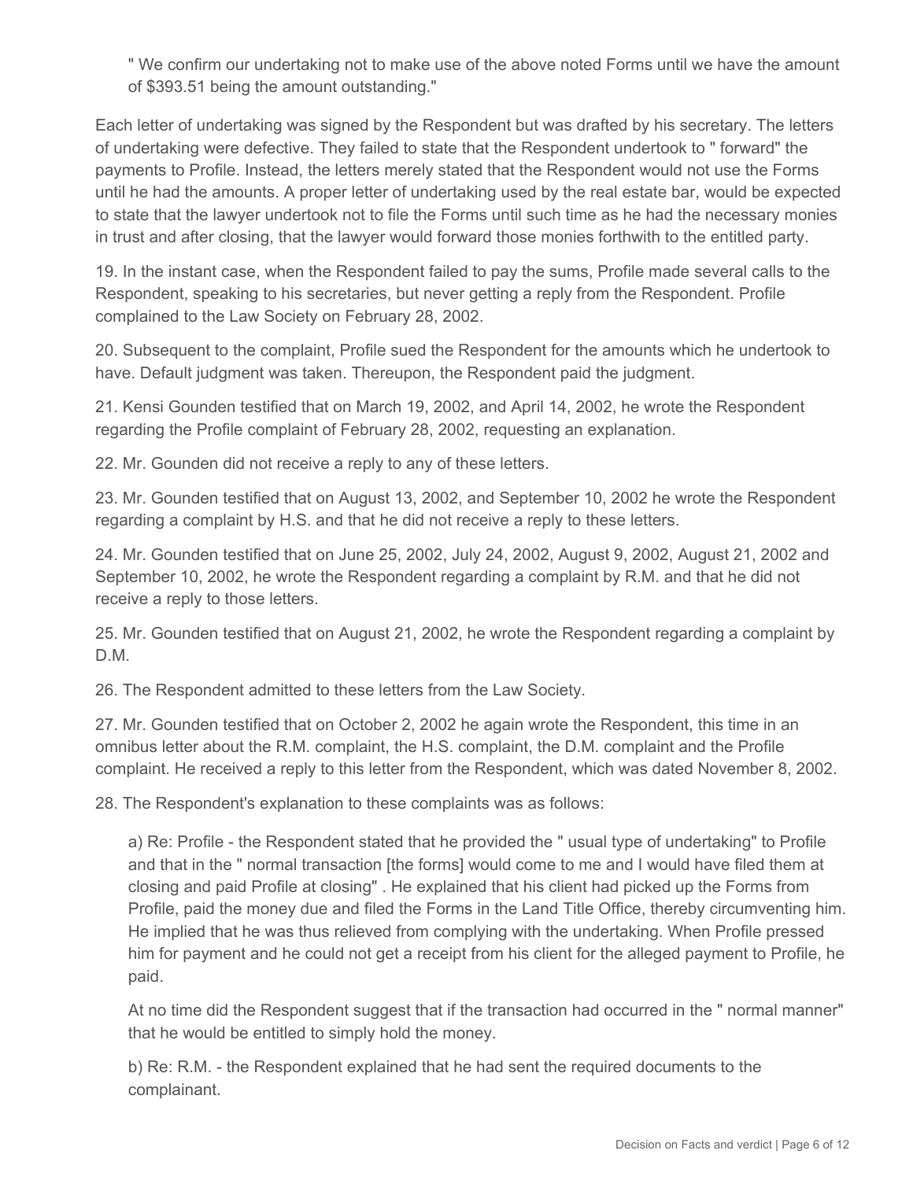" We confirm our undertaking not to make use of the above noted Forms until we have the amount of $393.51 being the amount outstanding."

Each letter of undertaking was signed by the Respondent but was drafted by his secretary. The letters of undertaking were defective. They failed to state that the Respondent undertook to " forward" the payments to Profile. Instead, the letters merely stated that the Respondent would not use the Forms until he had the amounts. A proper letter of undertaking used by the real estate bar, would be expected to state that the lawyer undertook not to file the Forms until such time as he had the necessary monies in trust and after closing, that the lawyer would forward those monies forthwith to the entitled party.

19. In the instant case, when the Respondent failed to pay the sums, Profile made several calls to the Respondent, speaking to his secretaries, but never getting a reply from the Respondent. Profile complained to the Law Society on February 28, 2002.

20. Subsequent to the complaint, Profile sued the Respondent for the amounts which he undertook to have. Default judgment was taken. Thereupon, the Respondent paid the judgment.

21. Kensi Gounden testified that on March 19, 2002, and April 14, 2002, he wrote the Respondent regarding the Profile complaint of February 28, 2002, requesting an explanation.

22. Mr. Gounden did not receive a reply to any of these letters.

23. Mr. Gounden testified that on August 13, 2002, and September 10, 2002 he wrote the Respondent regarding a complaint by H.S. and that he did not receive a reply to these letters.

24. Mr. Gounden testified that on June 25, 2002, July 24, 2002, August 9, 2002, August 21, 2002 and September 10, 2002, he wrote the Respondent regarding a complaint by R.M. and that he did not receive a reply to those letters.

25. Mr. Gounden testified that on August 21, 2002, he wrote the Respondent regarding a complaint by D.M.

26. The Respondent admitted to these letters from the Law Society.

27. Mr. Gounden testified that on October 2, 2002 he again wrote the Respondent, this time in an omnibus letter about the R.M. complaint, the H.S. complaint, the D.M. complaint and the Profile complaint. He received a reply to this letter from the Respondent, which was dated November 8, 2002.

28. The Respondent's explanation to these complaints was as follows:

a) Re: Profile - the Respondent stated that he provided the " usual type of undertaking" to Profile and that in the " normal transaction [the forms] would come to me and I would have filed them at closing and paid Profile at closing" . He explained that his client had picked up the Forms from Profile, paid the money due and filed the Forms in the Land Title Office, thereby circumventing him. He implied that he was thus relieved from complying with the undertaking. When Profile pressed him for payment and he could not get a receipt from his client for the alleged payment to Profile, he paid.

At no time did the Respondent suggest that if the transaction had occurred in the " normal manner" that he would be entitled to simply hold the money.

b) Re: R.M. - the Respondent explained that he had sent the required documents to the complainant.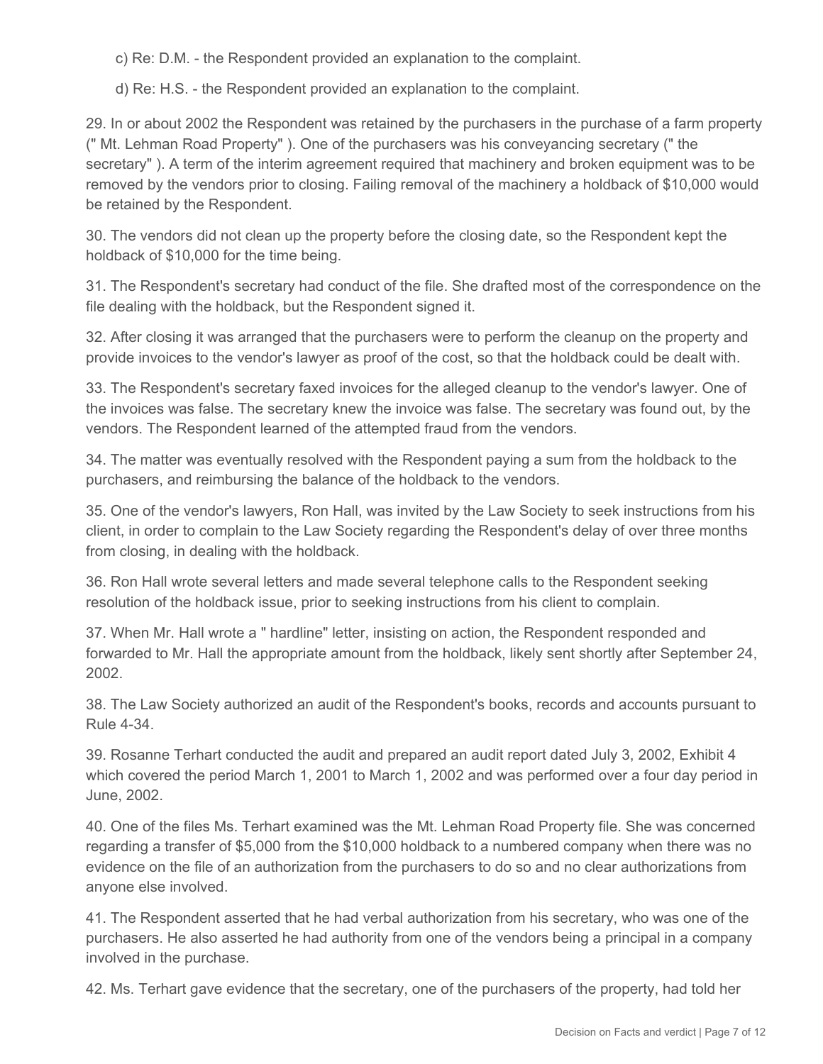c) Re: D.M. - the Respondent provided an explanation to the complaint.

d) Re: H.S. - the Respondent provided an explanation to the complaint.

29. In or about 2002 the Respondent was retained by the purchasers in the purchase of a farm property (" Mt. Lehman Road Property" ). One of the purchasers was his conveyancing secretary (" the secretary" ). A term of the interim agreement required that machinery and broken equipment was to be removed by the vendors prior to closing. Failing removal of the machinery a holdback of $10,000 would be retained by the Respondent.

30. The vendors did not clean up the property before the closing date, so the Respondent kept the holdback of $10,000 for the time being.

31. The Respondent's secretary had conduct of the file. She drafted most of the correspondence on the file dealing with the holdback, but the Respondent signed it.

32. After closing it was arranged that the purchasers were to perform the cleanup on the property and provide invoices to the vendor's lawyer as proof of the cost, so that the holdback could be dealt with.

33. The Respondent's secretary faxed invoices for the alleged cleanup to the vendor's lawyer. One of the invoices was false. The secretary knew the invoice was false. The secretary was found out, by the vendors. The Respondent learned of the attempted fraud from the vendors.

34. The matter was eventually resolved with the Respondent paying a sum from the holdback to the purchasers, and reimbursing the balance of the holdback to the vendors.

35. One of the vendor's lawyers, Ron Hall, was invited by the Law Society to seek instructions from his client, in order to complain to the Law Society regarding the Respondent's delay of over three months from closing, in dealing with the holdback.

36. Ron Hall wrote several letters and made several telephone calls to the Respondent seeking resolution of the holdback issue, prior to seeking instructions from his client to complain.

37. When Mr. Hall wrote a " hardline" letter, insisting on action, the Respondent responded and forwarded to Mr. Hall the appropriate amount from the holdback, likely sent shortly after September 24, 2002.

38. The Law Society authorized an audit of the Respondent's books, records and accounts pursuant to Rule 4-34.

39. Rosanne Terhart conducted the audit and prepared an audit report dated July 3, 2002, Exhibit 4 which covered the period March 1, 2001 to March 1, 2002 and was performed over a four day period in June, 2002.

40. One of the files Ms. Terhart examined was the Mt. Lehman Road Property file. She was concerned regarding a transfer of $5,000 from the $10,000 holdback to a numbered company when there was no evidence on the file of an authorization from the purchasers to do so and no clear authorizations from anyone else involved.

41. The Respondent asserted that he had verbal authorization from his secretary, who was one of the purchasers. He also asserted he had authority from one of the vendors being a principal in a company involved in the purchase.

42. Ms. Terhart gave evidence that the secretary, one of the purchasers of the property, had told her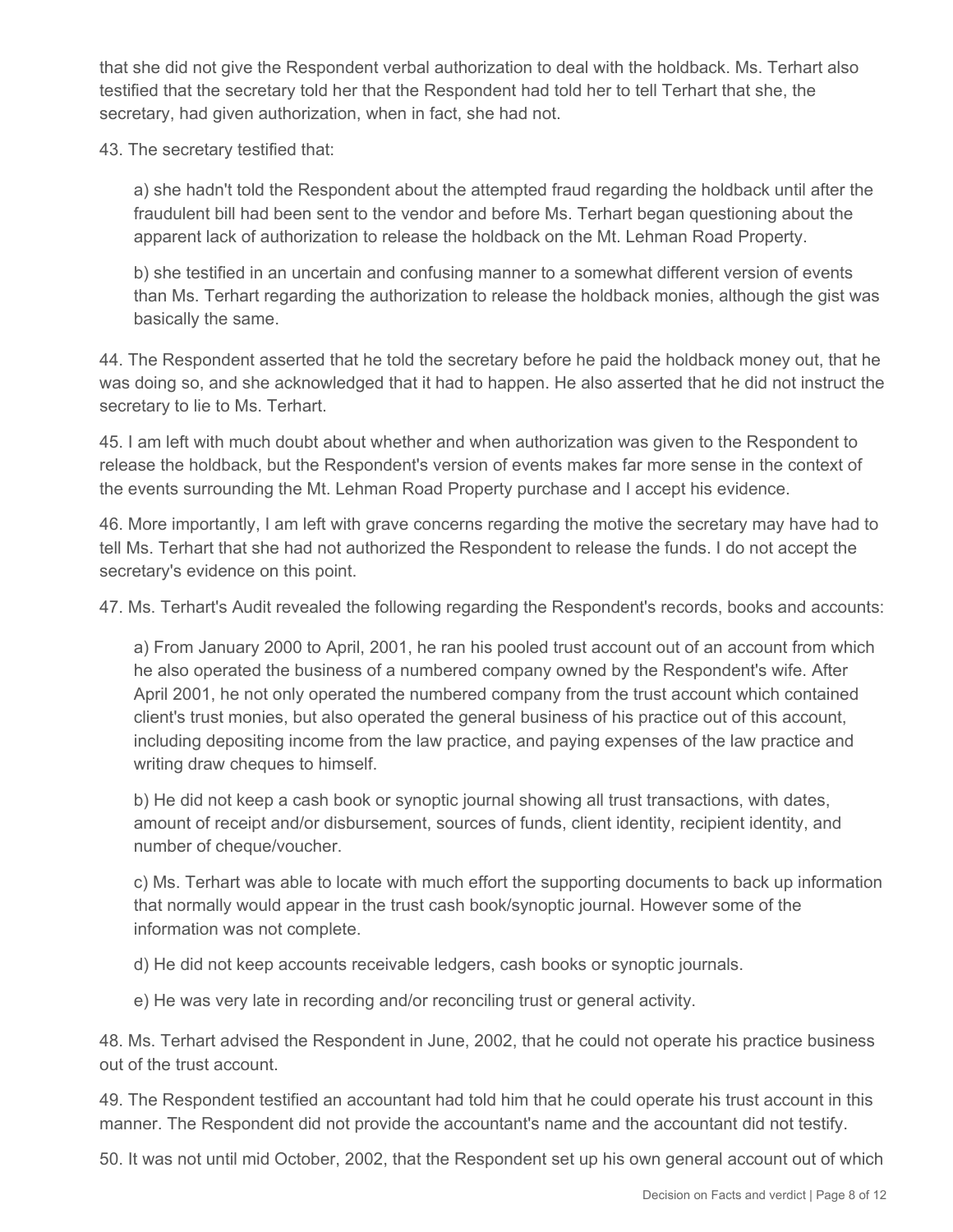that she did not give the Respondent verbal authorization to deal with the holdback. Ms. Terhart also testified that the secretary told her that the Respondent had told her to tell Terhart that she, the secretary, had given authorization, when in fact, she had not.

43. The secretary testified that:

> a) she hadn't told the Respondent about the attempted fraud regarding the holdback until after the fraudulent bill had been sent to the vendor and before Ms. Terhart began questioning about the apparent lack of authorization to release the holdback on the Mt. Lehman Road Property.
>
> b) she testified in an uncertain and confusing manner to a somewhat different version of events than Ms. Terhart regarding the authorization to release the holdback monies, although the gist was basically the same.

44. The Respondent asserted that he told the secretary before he paid the holdback money out, that he was doing so, and she acknowledged that it had to happen. He also asserted that he did not instruct the secretary to lie to Ms. Terhart.

45. I am left with much doubt about whether and when authorization was given to the Respondent to release the holdback, but the Respondent's version of events makes far more sense in the context of the events surrounding the Mt. Lehman Road Property purchase and I accept his evidence.

46. More importantly, I am left with grave concerns regarding the motive the secretary may have had to tell Ms. Terhart that she had not authorized the Respondent to release the funds. I do not accept the secretary's evidence on this point.

47. Ms. Terhart's Audit revealed the following regarding the Respondent's records, books and accounts:

> a) From January 2000 to April, 2001, he ran his pooled trust account out of an account from which he also operated the business of a numbered company owned by the Respondent's wife. After April 2001, he not only operated the numbered company from the trust account which contained client's trust monies, but also operated the general business of his practice out of this account, including depositing income from the law practice, and paying expenses of the law practice and writing draw cheques to himself.
>
> b) He did not keep a cash book or synoptic journal showing all trust transactions, with dates, amount of receipt and/or disbursement, sources of funds, client identity, recipient identity, and number of cheque/voucher.
>
> c) Ms. Terhart was able to locate with much effort the supporting documents to back up information that normally would appear in the trust cash book/synoptic journal. However some of the information was not complete.
>
> d) He did not keep accounts receivable ledgers, cash books or synoptic journals.
>
> e) He was very late in recording and/or reconciling trust or general activity.

48. Ms. Terhart advised the Respondent in June, 2002, that he could not operate his practice business out of the trust account.

49. The Respondent testified an accountant had told him that he could operate his trust account in this manner. The Respondent did not provide the accountant's name and the accountant did not testify.

50. It was not until mid October, 2002, that the Respondent set up his own general account out of which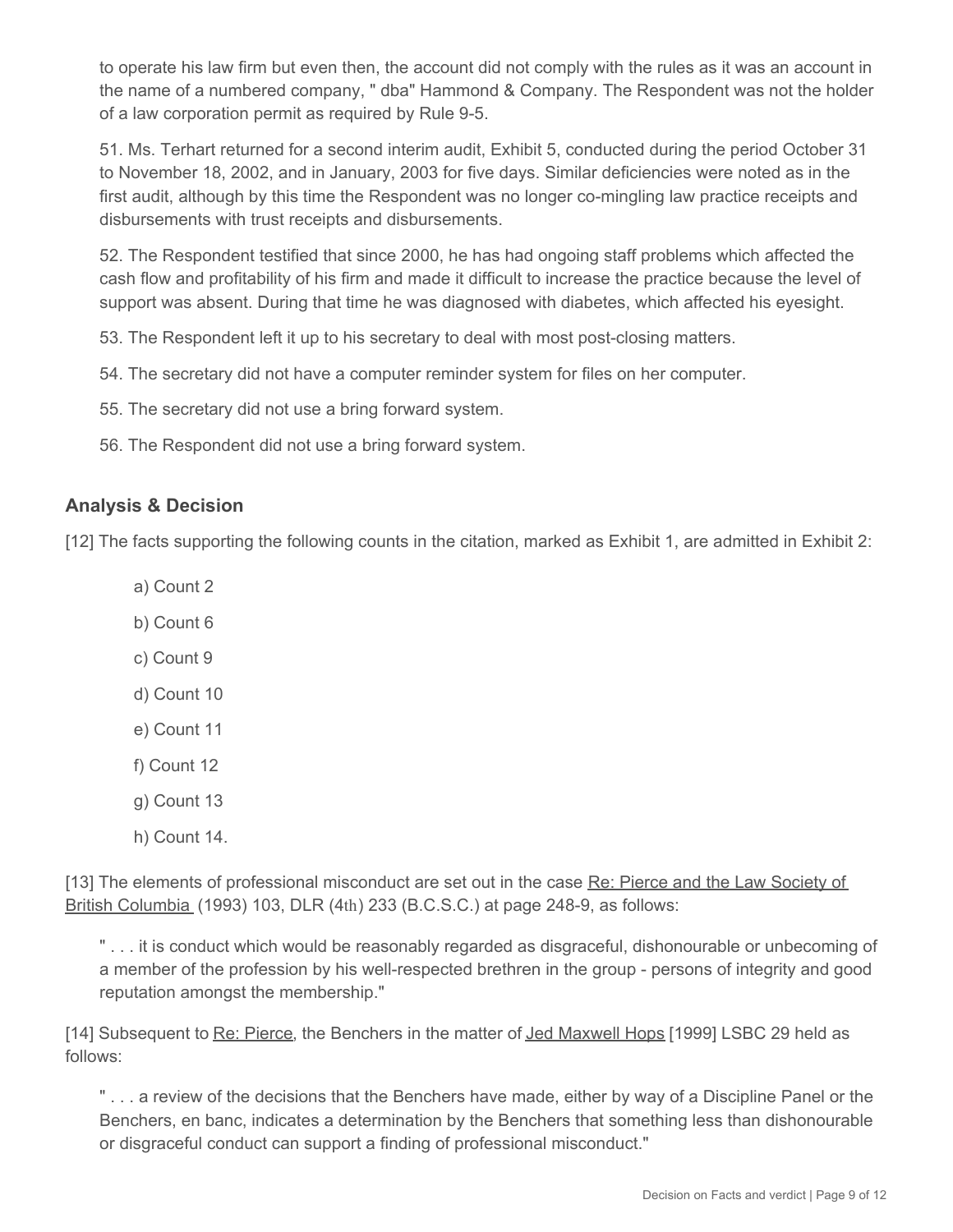to operate his law firm but even then, the account did not comply with the rules as it was an account in the name of a numbered company, " dba" Hammond & Company. The Respondent was not the holder of a law corporation permit as required by Rule 9-5.

51. Ms. Terhart returned for a second interim audit, Exhibit 5, conducted during the period October 31 to November 18, 2002, and in January, 2003 for five days. Similar deficiencies were noted as in the first audit, although by this time the Respondent was no longer co-mingling law practice receipts and disbursements with trust receipts and disbursements.

52. The Respondent testified that since 2000, he has had ongoing staff problems which affected the cash flow and profitability of his firm and made it difficult to increase the practice because the level of support was absent. During that time he was diagnosed with diabetes, which affected his eyesight.

53. The Respondent left it up to his secretary to deal with most post-closing matters.

54. The secretary did not have a computer reminder system for files on her computer.

55. The secretary did not use a bring forward system.

56. The Respondent did not use a bring forward system.

## Analysis & Decision

[12] The facts supporting the following counts in the citation, marked as Exhibit 1, are admitted in Exhibit 2:

a) Count 2

b) Count 6

c) Count 9

d) Count 10

e) Count 11

f) Count 12

g) Count 13

h) Count 14.

[13] The elements of professional misconduct are set out in the case Re: Pierce and the Law Society of British Columbia (1993) 103, DLR (4th) 233 (B.C.S.C.) at page 248-9, as follows:

> " . . . it is conduct which would be reasonably regarded as disgraceful, dishonourable or unbecoming of a member of the profession by his well-respected brethren in the group - persons of integrity and good reputation amongst the membership."

[14] Subsequent to Re: Pierce, the Benchers in the matter of Jed Maxwell Hops [1999] LSBC 29 held as follows:

> " . . . a review of the decisions that the Benchers have made, either by way of a Discipline Panel or the Benchers, en banc, indicates a determination by the Benchers that something less than dishonourable or disgraceful conduct can support a finding of professional misconduct."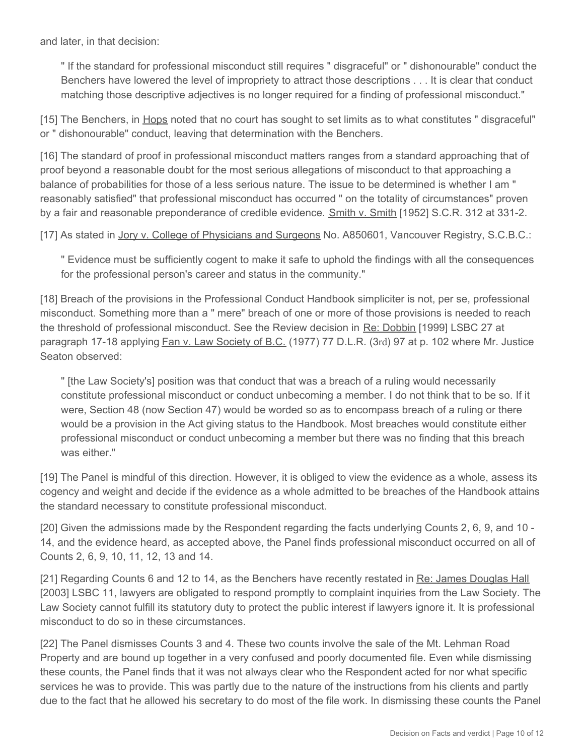and later, in that decision:

> " If the standard for professional misconduct still requires " disgraceful" or " dishonourable" conduct the Benchers have lowered the level of impropriety to attract those descriptions . . . It is clear that conduct matching those descriptive adjectives is no longer required for a finding of professional misconduct."

[15] The Benchers, in Hops noted that no court has sought to set limits as to what constitutes " disgraceful" or " dishonourable" conduct, leaving that determination with the Benchers.

[16] The standard of proof in professional misconduct matters ranges from a standard approaching that of proof beyond a reasonable doubt for the most serious allegations of misconduct to that approaching a balance of probabilities for those of a less serious nature. The issue to be determined is whether I am " reasonably satisfied" that professional misconduct has occurred " on the totality of circumstances" proven by a fair and reasonable preponderance of credible evidence. Smith v. Smith [1952] S.C.R. 312 at 331-2.

[17] As stated in Jory v. College of Physicians and Surgeons No. A850601, Vancouver Registry, S.C.B.C.:

> " Evidence must be sufficiently cogent to make it safe to uphold the findings with all the consequences for the professional person's career and status in the community."

[18] Breach of the provisions in the Professional Conduct Handbook simpliciter is not, per se, professional misconduct. Something more than a " mere" breach of one or more of those provisions is needed to reach the threshold of professional misconduct. See the Review decision in Re: Dobbin [1999] LSBC 27 at paragraph 17-18 applying Fan v. Law Society of B.C. (1977) 77 D.L.R. (3rd) 97 at p. 102 where Mr. Justice Seaton observed:

> " [the Law Society's] position was that conduct that was a breach of a ruling would necessarily constitute professional misconduct or conduct unbecoming a member. I do not think that to be so. If it were, Section 48 (now Section 47) would be worded so as to encompass breach of a ruling or there would be a provision in the Act giving status to the Handbook. Most breaches would constitute either professional misconduct or conduct unbecoming a member but there was no finding that this breach was either."

[19] The Panel is mindful of this direction. However, it is obliged to view the evidence as a whole, assess its cogency and weight and decide if the evidence as a whole admitted to be breaches of the Handbook attains the standard necessary to constitute professional misconduct.

[20] Given the admissions made by the Respondent regarding the facts underlying Counts 2, 6, 9, and 10 - 14, and the evidence heard, as accepted above, the Panel finds professional misconduct occurred on all of Counts 2, 6, 9, 10, 11, 12, 13 and 14.

[21] Regarding Counts 6 and 12 to 14, as the Benchers have recently restated in Re: James Douglas Hall [2003] LSBC 11, lawyers are obligated to respond promptly to complaint inquiries from the Law Society. The Law Society cannot fulfill its statutory duty to protect the public interest if lawyers ignore it. It is professional misconduct to do so in these circumstances.

[22] The Panel dismisses Counts 3 and 4. These two counts involve the sale of the Mt. Lehman Road Property and are bound up together in a very confused and poorly documented file. Even while dismissing these counts, the Panel finds that it was not always clear who the Respondent acted for nor what specific services he was to provide. This was partly due to the nature of the instructions from his clients and partly due to the fact that he allowed his secretary to do most of the file work. In dismissing these counts the Panel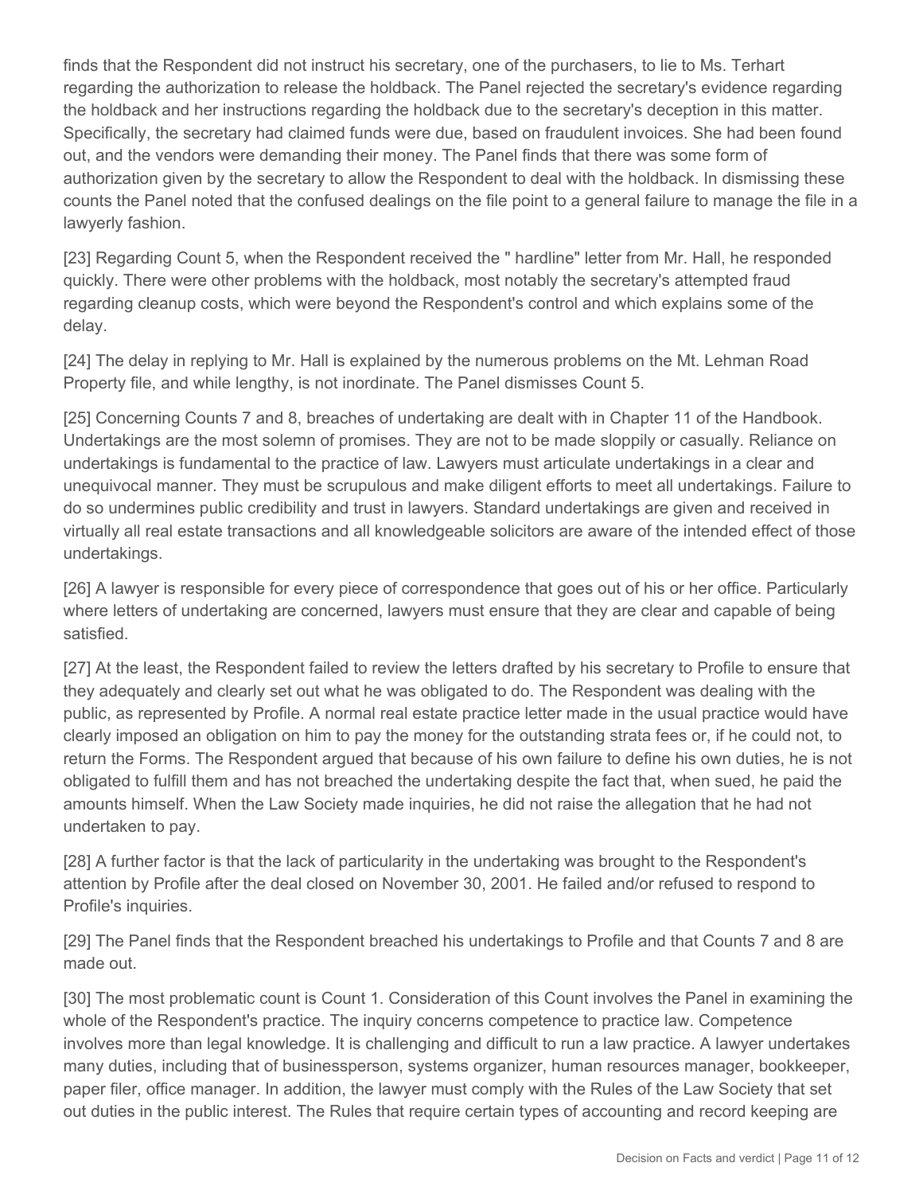finds that the Respondent did not instruct his secretary, one of the purchasers, to lie to Ms. Terhart regarding the authorization to release the holdback. The Panel rejected the secretary's evidence regarding the holdback and her instructions regarding the holdback due to the secretary's deception in this matter. Specifically, the secretary had claimed funds were due, based on fraudulent invoices. She had been found out, and the vendors were demanding their money. The Panel finds that there was some form of authorization given by the secretary to allow the Respondent to deal with the holdback. In dismissing these counts the Panel noted that the confused dealings on the file point to a general failure to manage the file in a lawyerly fashion.

[23] Regarding Count 5, when the Respondent received the " hardline" letter from Mr. Hall, he responded quickly. There were other problems with the holdback, most notably the secretary's attempted fraud regarding cleanup costs, which were beyond the Respondent's control and which explains some of the delay.

[24] The delay in replying to Mr. Hall is explained by the numerous problems on the Mt. Lehman Road Property file, and while lengthy, is not inordinate. The Panel dismisses Count 5.

[25] Concerning Counts 7 and 8, breaches of undertaking are dealt with in Chapter 11 of the Handbook. Undertakings are the most solemn of promises. They are not to be made sloppily or casually. Reliance on undertakings is fundamental to the practice of law. Lawyers must articulate undertakings in a clear and unequivocal manner. They must be scrupulous and make diligent efforts to meet all undertakings. Failure to do so undermines public credibility and trust in lawyers. Standard undertakings are given and received in virtually all real estate transactions and all knowledgeable solicitors are aware of the intended effect of those undertakings.

[26] A lawyer is responsible for every piece of correspondence that goes out of his or her office. Particularly where letters of undertaking are concerned, lawyers must ensure that they are clear and capable of being satisfied.

[27] At the least, the Respondent failed to review the letters drafted by his secretary to Profile to ensure that they adequately and clearly set out what he was obligated to do. The Respondent was dealing with the public, as represented by Profile. A normal real estate practice letter made in the usual practice would have clearly imposed an obligation on him to pay the money for the outstanding strata fees or, if he could not, to return the Forms. The Respondent argued that because of his own failure to define his own duties, he is not obligated to fulfill them and has not breached the undertaking despite the fact that, when sued, he paid the amounts himself. When the Law Society made inquiries, he did not raise the allegation that he had not undertaken to pay.

[28] A further factor is that the lack of particularity in the undertaking was brought to the Respondent's attention by Profile after the deal closed on November 30, 2001. He failed and/or refused to respond to Profile's inquiries.

[29] The Panel finds that the Respondent breached his undertakings to Profile and that Counts 7 and 8 are made out.

[30] The most problematic count is Count 1. Consideration of this Count involves the Panel in examining the whole of the Respondent's practice. The inquiry concerns competence to practice law. Competence involves more than legal knowledge. It is challenging and difficult to run a law practice. A lawyer undertakes many duties, including that of businessperson, systems organizer, human resources manager, bookkeeper, paper filer, office manager. In addition, the lawyer must comply with the Rules of the Law Society that set out duties in the public interest. The Rules that require certain types of accounting and record keeping are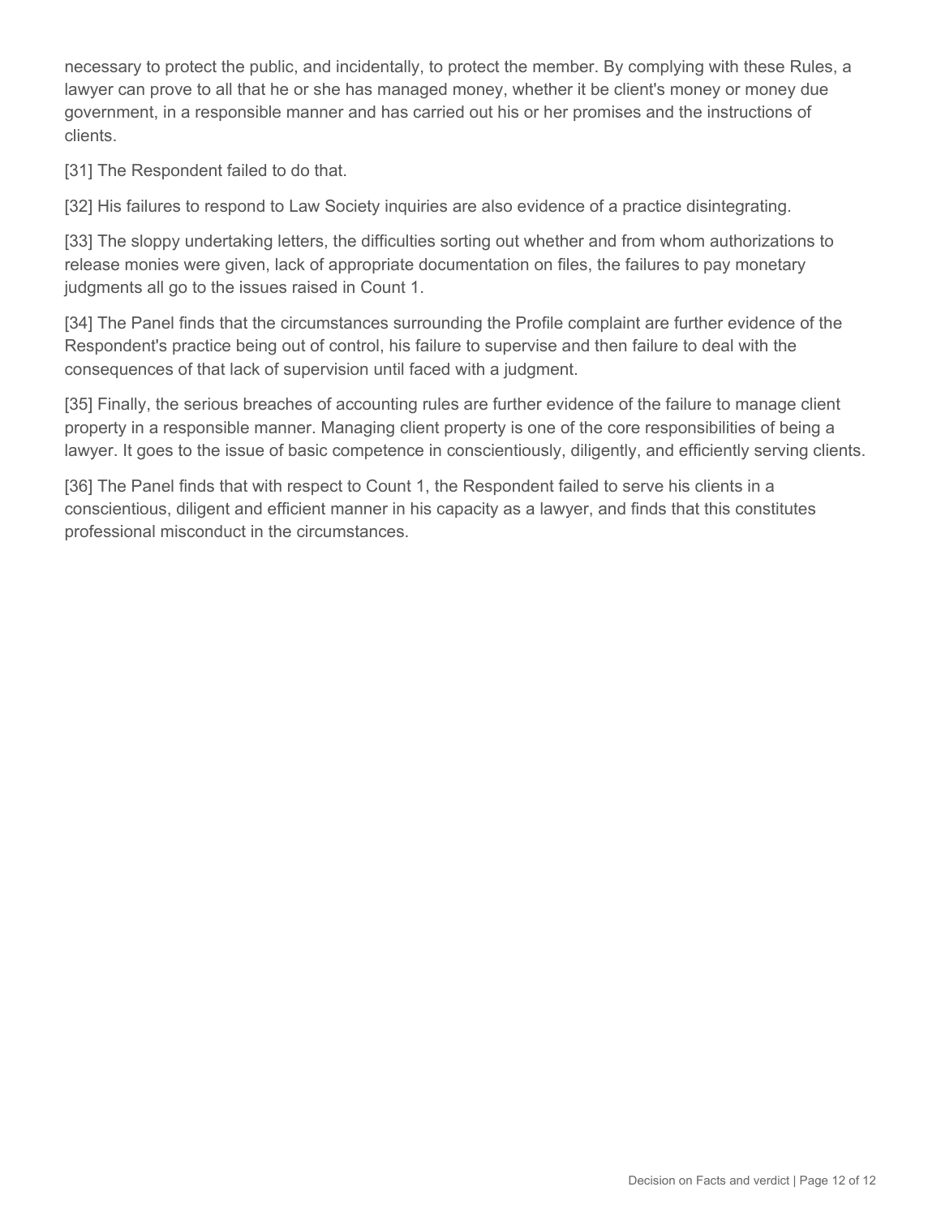necessary to protect the public, and incidentally, to protect the member. By complying with these Rules, a lawyer can prove to all that he or she has managed money, whether it be client's money or money due government, in a responsible manner and has carried out his or her promises and the instructions of clients.

[31] The Respondent failed to do that.

[32] His failures to respond to Law Society inquiries are also evidence of a practice disintegrating.

[33] The sloppy undertaking letters, the difficulties sorting out whether and from whom authorizations to release monies were given, lack of appropriate documentation on files, the failures to pay monetary judgments all go to the issues raised in Count 1.

[34] The Panel finds that the circumstances surrounding the Profile complaint are further evidence of the Respondent's practice being out of control, his failure to supervise and then failure to deal with the consequences of that lack of supervision until faced with a judgment.

[35] Finally, the serious breaches of accounting rules are further evidence of the failure to manage client property in a responsible manner. Managing client property is one of the core responsibilities of being a lawyer. It goes to the issue of basic competence in conscientiously, diligently, and efficiently serving clients.

[36] The Panel finds that with respect to Count 1, the Respondent failed to serve his clients in a conscientious, diligent and efficient manner in his capacity as a lawyer, and finds that this constitutes professional misconduct in the circumstances.